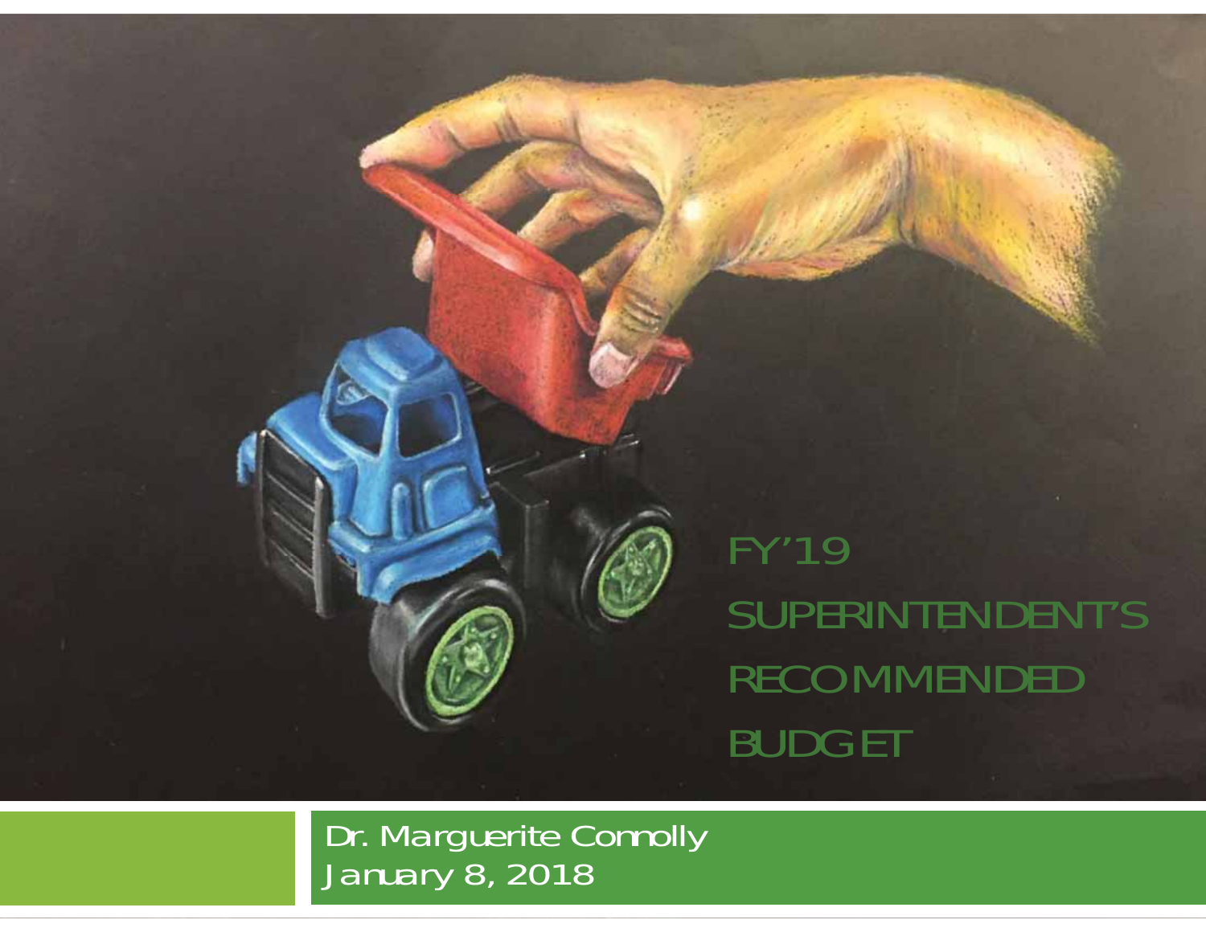# FY'19 SUPERINTENDENT'S RECOMMENDED BUDGET

Dr. Marguerite Connolly
January 8, 2018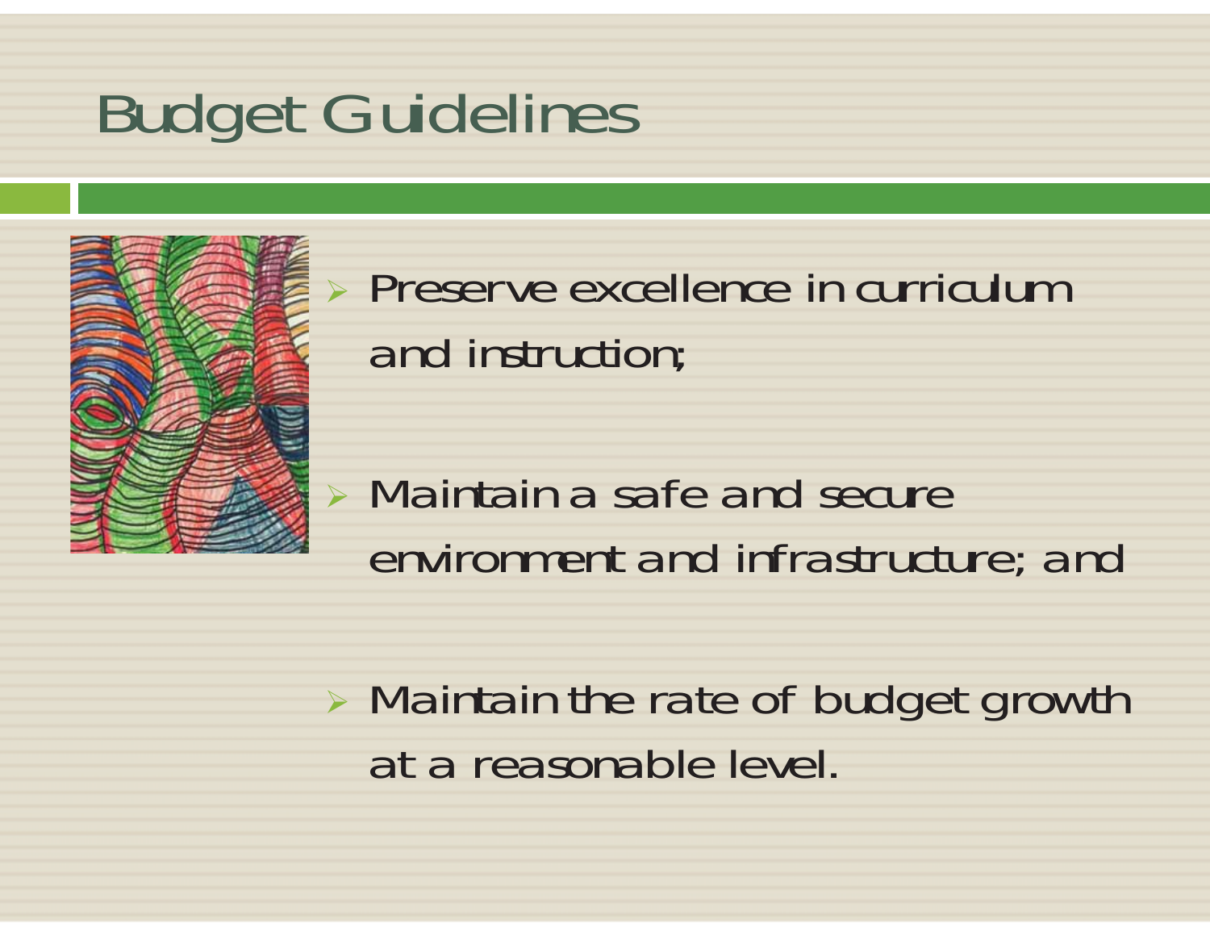# Budget Guidelines

- Preserve excellence in curriculum and instruction;
- Maintain a safe and secure environment and infrastructure; and
- Maintain the rate of budget growth at a reasonable level.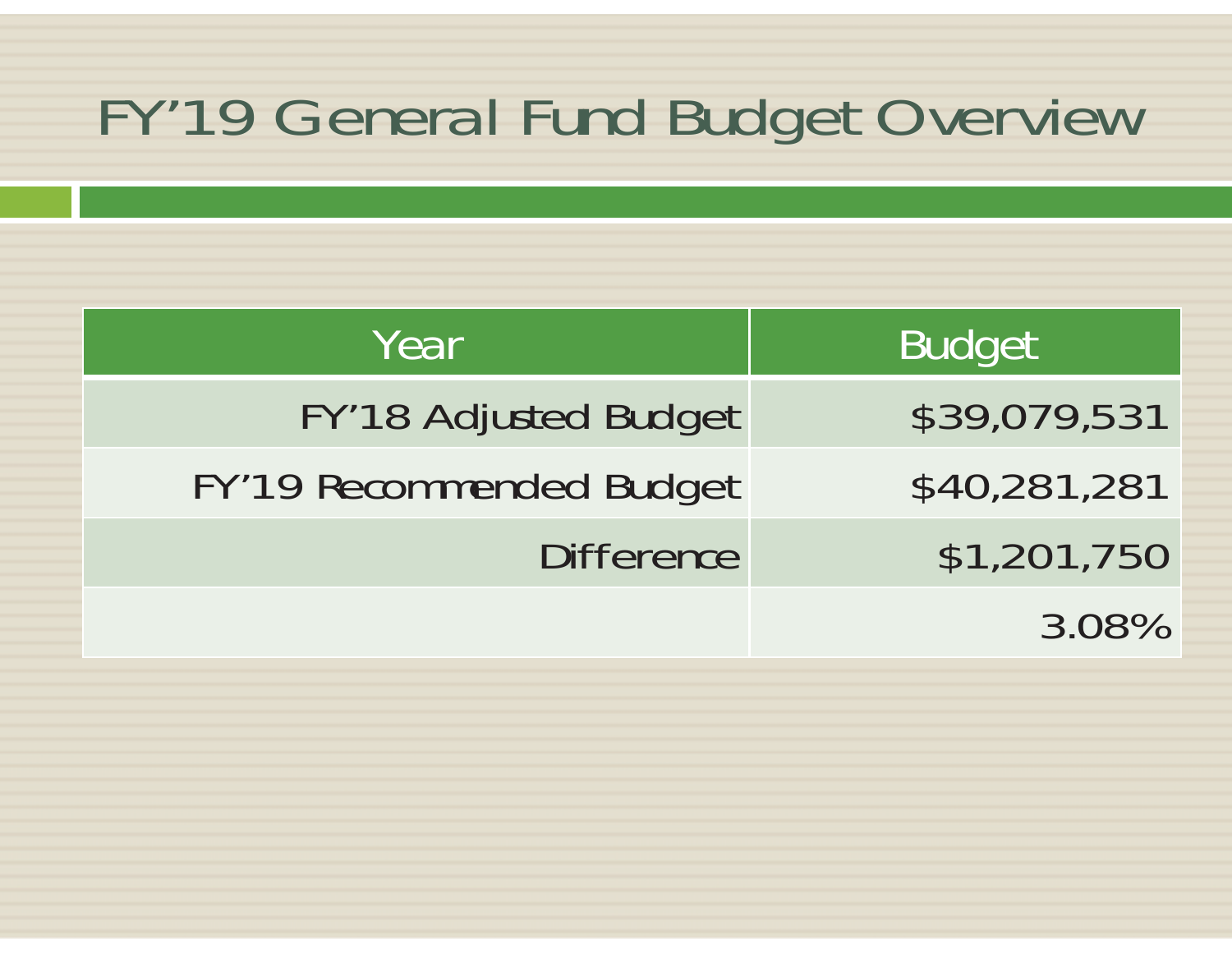# FY’19 General Fund Budget Overview

| Year | Budget |
|---:|---:|
| FY’18 Adjusted Budget | $39,079,531 |
| FY’19 Recommended Budget | $40,281,281 |
| Difference | $1,201,750 |
| | 3.08% |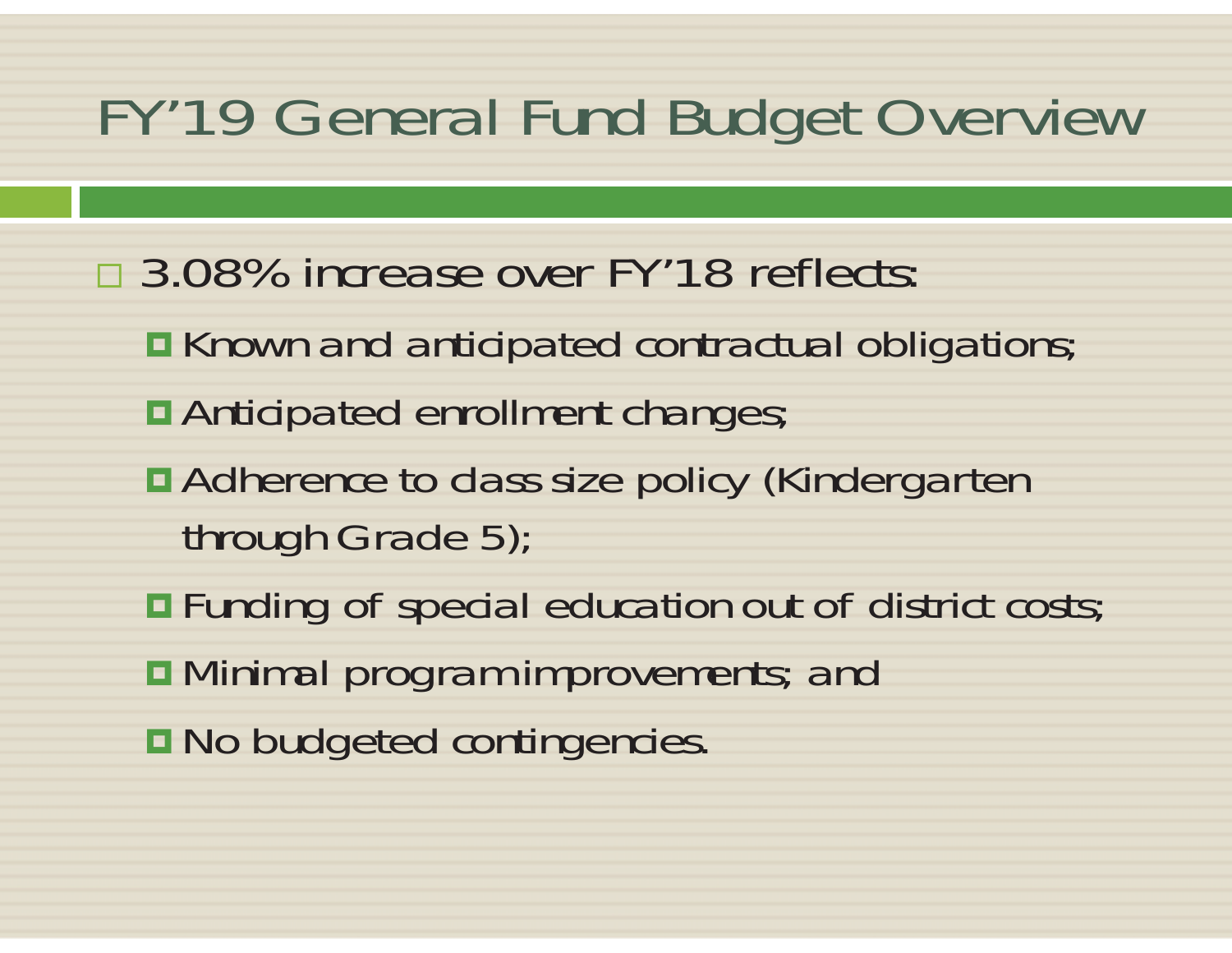# FY'19 General Fund Budget Overview

- 3.08% increase over FY'18 reflects:
  - Known and anticipated contractual obligations;
  - Anticipated enrollment changes;
  - Adherence to class size policy (Kindergarten through Grade 5);
  - Funding of special education out of district costs;
  - Minimal program improvements; and
  - No budgeted contingencies.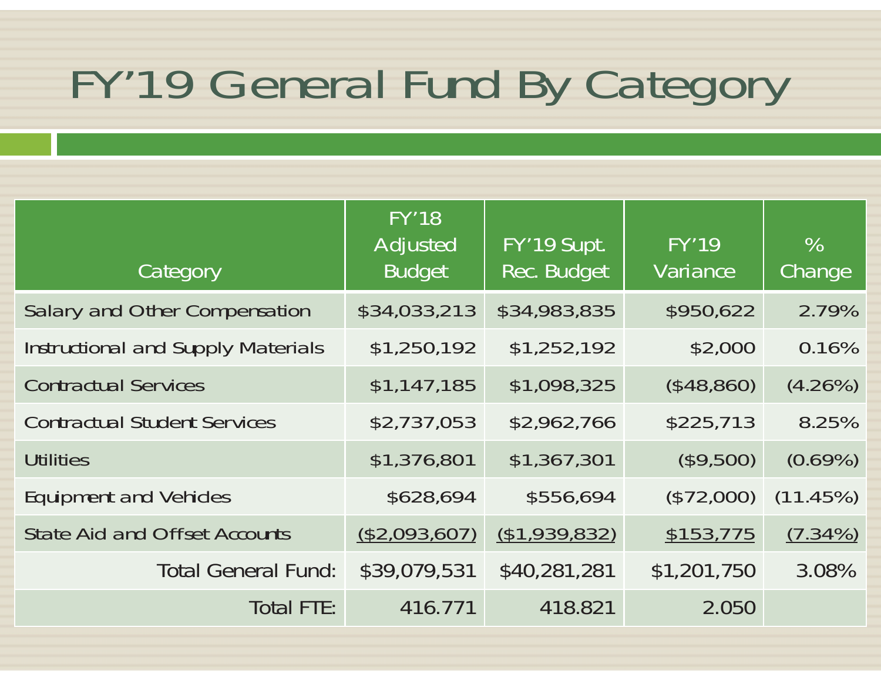# FY’19 General Fund By Category

| Category | FY’18 Adjusted Budget | FY’19 Supt. Rec. Budget | FY’19 Variance | % Change |
|---|---|---|---|---|
| Salary and Other Compensation | $34,033,213 | $34,983,835 | $950,622 | 2.79% |
| Instructional and Supply Materials | $1,250,192 | $1,252,192 | $2,000 | 0.16% |
| Contractual Services | $1,147,185 | $1,098,325 | ($48,860) | (4.26%) |
| Contractual Student Services | $2,737,053 | $2,962,766 | $225,713 | 8.25% |
| Utilities | $1,376,801 | $1,367,301 | ($9,500) | (0.69%) |
| Equipment and Vehicles | $628,694 | $556,694 | ($72,000) | (11.45%) |
| State Aid and Offset Accounts | ($2,093,607) | ($1,939,832) | $153,775 | (7.34%) |
| Total General Fund: | $39,079,531 | $40,281,281 | $1,201,750 | 3.08% |
| Total FTE: | 416.771 | 418.821 | 2.050 | |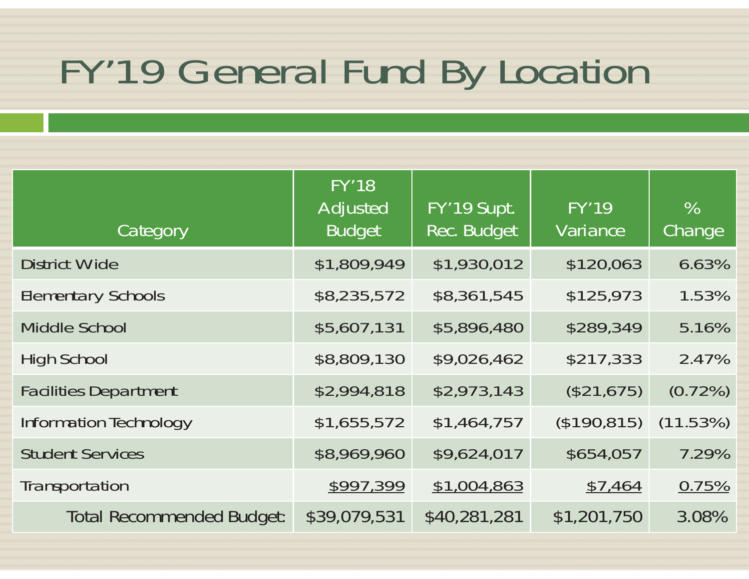# FY'19 General Fund By Location

| Category | FY'18 Adjusted Budget | FY'19 Supt. Rec. Budget | FY'19 Variance | % Change |
|---|---|---|---|---|
| District Wide | $1,809,949 | $1,930,012 | $120,063 | 6.63% |
| Elementary Schools | $8,235,572 | $8,361,545 | $125,973 | 1.53% |
| Middle School | $5,607,131 | $5,896,480 | $289,349 | 5.16% |
| High School | $8,809,130 | $9,026,462 | $217,333 | 2.47% |
| Facilities Department | $2,994,818 | $2,973,143 | ($21,675) | (0.72%) |
| Information Technology | $1,655,572 | $1,464,757 | ($190,815) | (11.53%) |
| Student Services | $8,969,960 | $9,624,017 | $654,057 | 7.29% |
| Transportation | $997,399 | $1,004,863 | $7,464 | 0.75% |
| Total Recommended Budget: | $39,079,531 | $40,281,281 | $1,201,750 | 3.08% |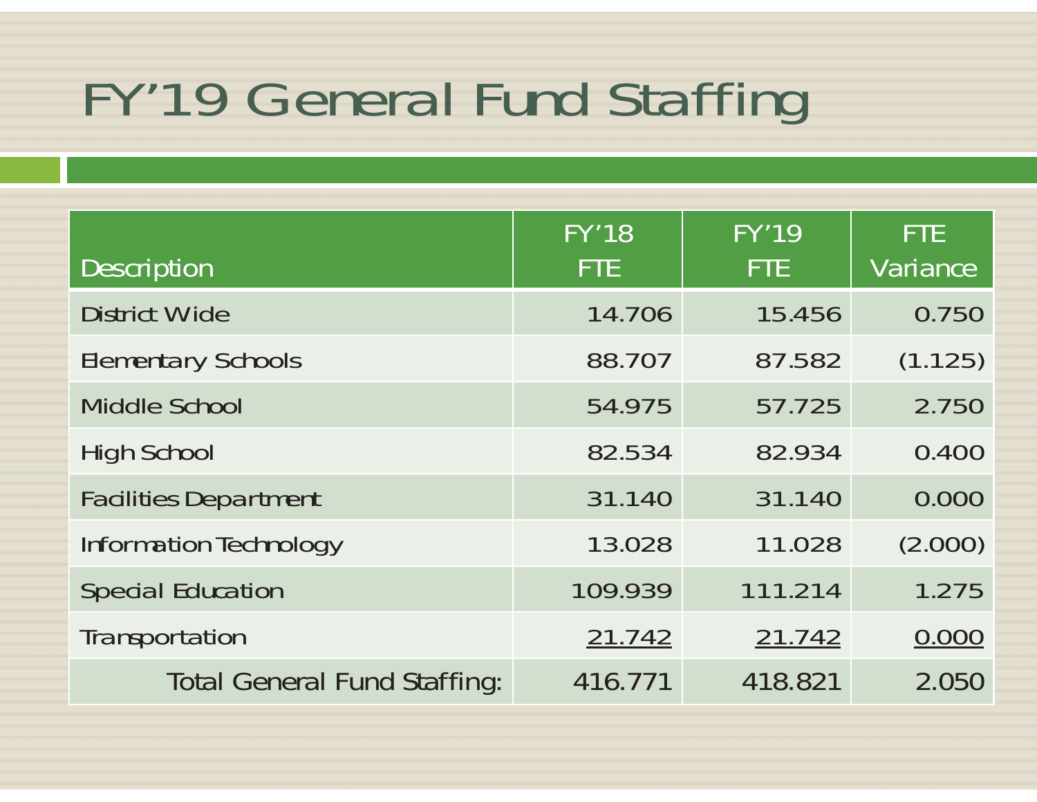# FY’19 General Fund Staffing

| Description | FY’18 FTE | FY’19 FTE | FTE Variance |
|---|---|---|---|
| District Wide | 14.706 | 15.456 | 0.750 |
| Elementary Schools | 88.707 | 87.582 | (1.125) |
| Middle School | 54.975 | 57.725 | 2.750 |
| High School | 82.534 | 82.934 | 0.400 |
| Facilities Department | 31.140 | 31.140 | 0.000 |
| Information Technology | 13.028 | 11.028 | (2.000) |
| Special Education | 109.939 | 111.214 | 1.275 |
| Transportation | 21.742 | 21.742 | 0.000 |
| Total General Fund Staffing: | 416.771 | 418.821 | 2.050 |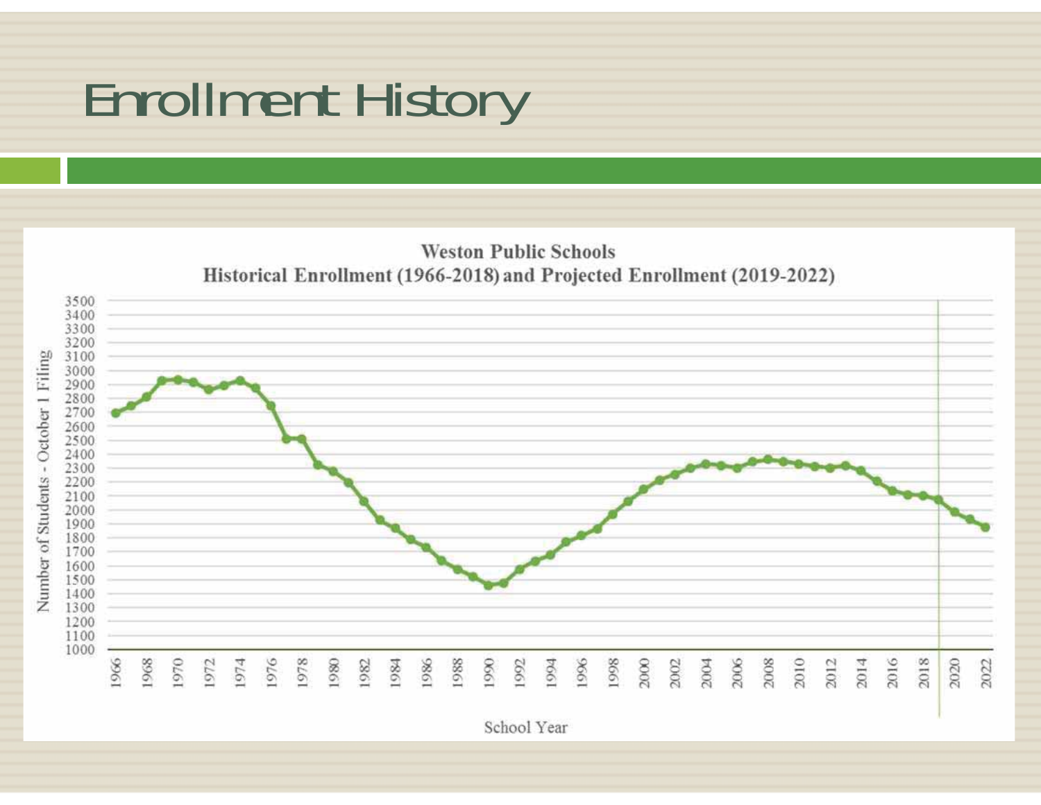# Enrollment History

**Weston Public Schools**
**Historical Enrollment (1966-2018) and Projected Enrollment (2019-2022)**

Number of Students - October 1 Filing

School Year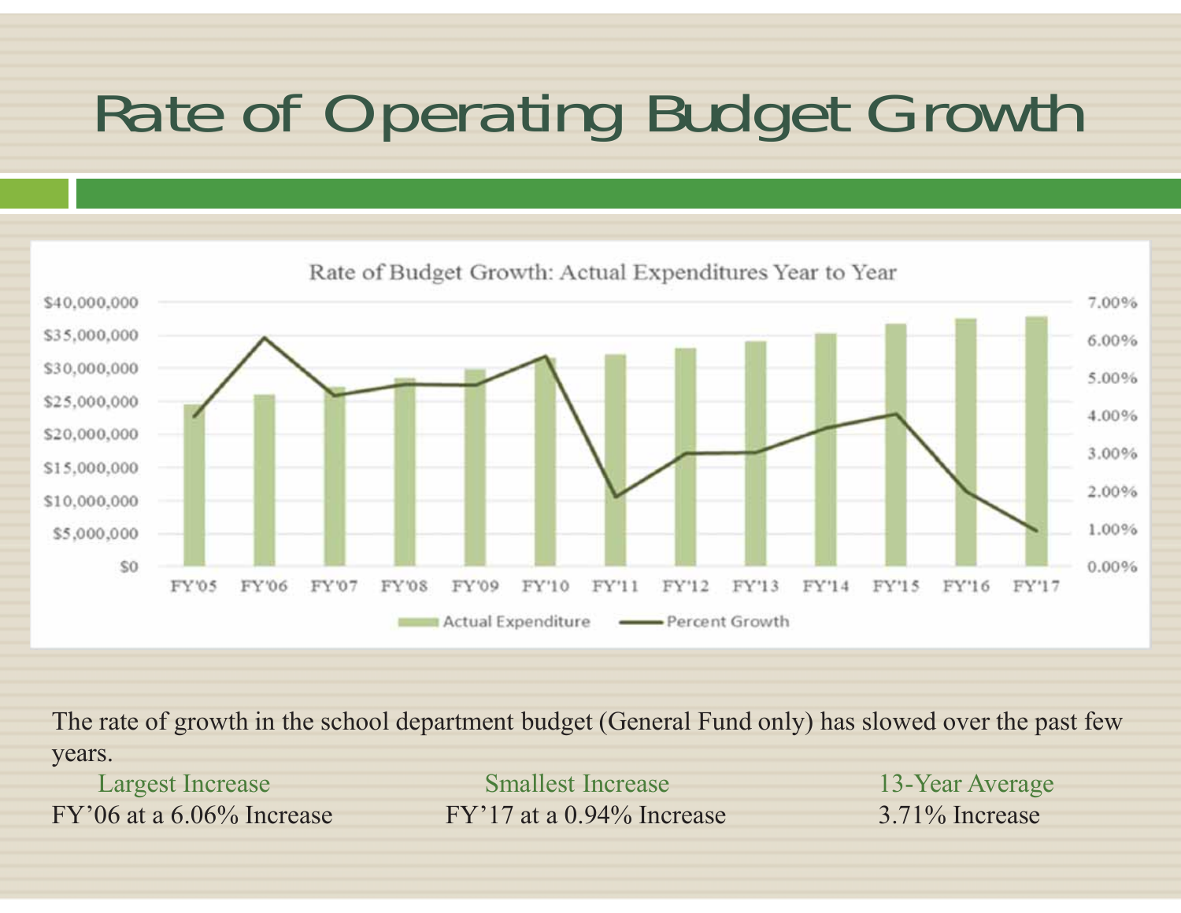# Rate of Operating Budget Growth

Rate of Budget Growth: Actual Expenditures Year to Year

The rate of growth in the school department budget (General Fund only) has slowed over the past few years.

| Largest Increase | Smallest Increase | 13-Year Average |
|---|---|---|
| FY'06 at a 6.06% Increase | FY'17 at a 0.94% Increase | 3.71% Increase |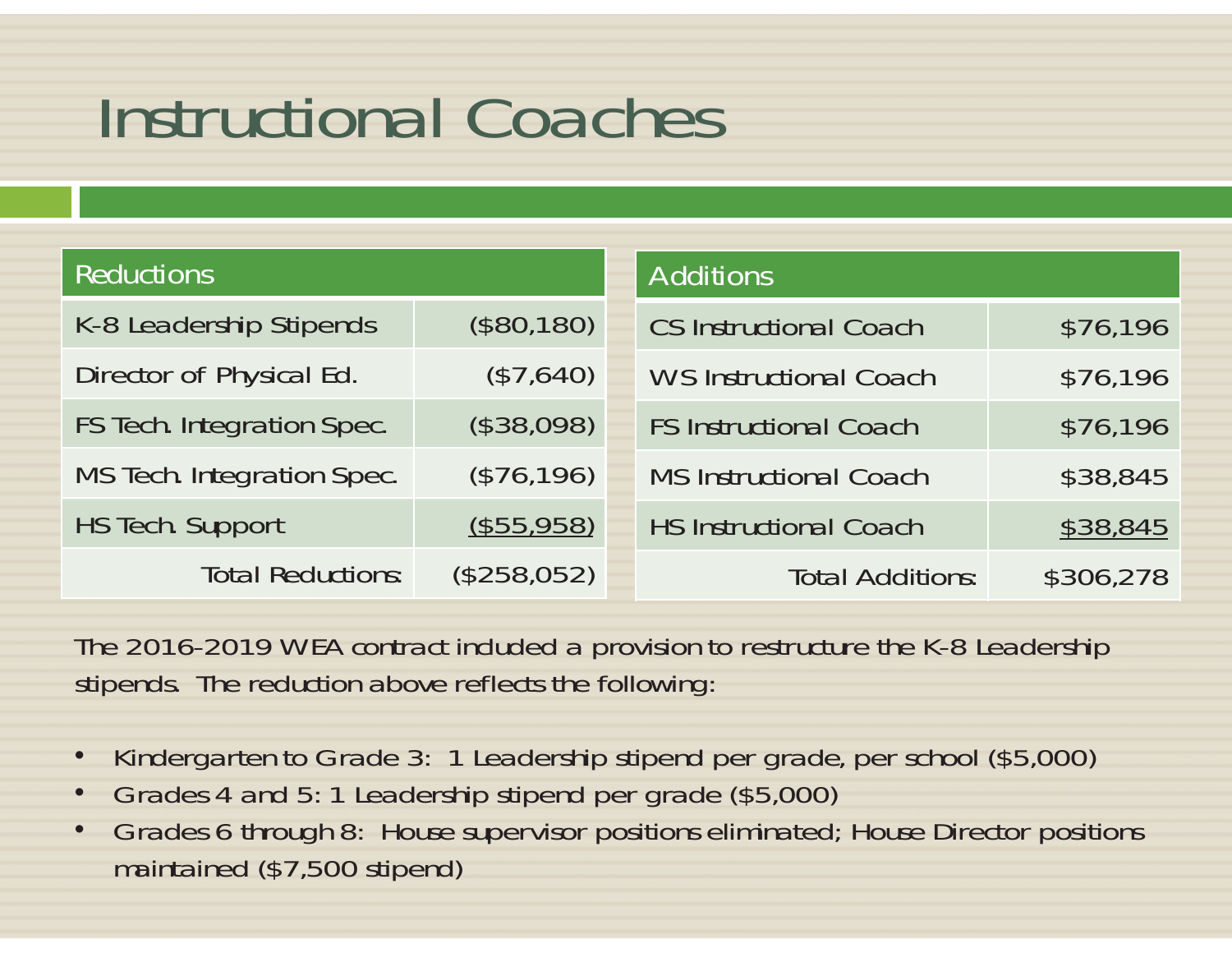# Instructional Coaches

| Reductions | |
|---|---|
| K-8 Leadership Stipends | ($80,180) |
| Director of Physical Ed. | ($7,640) |
| FS Tech. Integration Spec. | ($38,098) |
| MS Tech. Integration Spec. | ($76,196) |
| HS Tech. Support | ($55,958) |
| Total Reductions: | ($258,052) |

| Additions | |
|---|---|
| CS Instructional Coach | $76,196 |
| WS Instructional Coach | $76,196 |
| FS Instructional Coach | $76,196 |
| MS Instructional Coach | $38,845 |
| HS Instructional Coach | $38,845 |
| Total Additions: | $306,278 |

The 2016-2019 WEA contract included a provision to restructure the K-8 Leadership stipends. The reduction above reflects the following:

- Kindergarten to Grade 3: 1 Leadership stipend per grade, per school ($5,000)
- Grades 4 and 5: 1 Leadership stipend per grade ($5,000)
- Grades 6 through 8: House supervisor positions eliminated; House Director positions maintained ($7,500 stipend)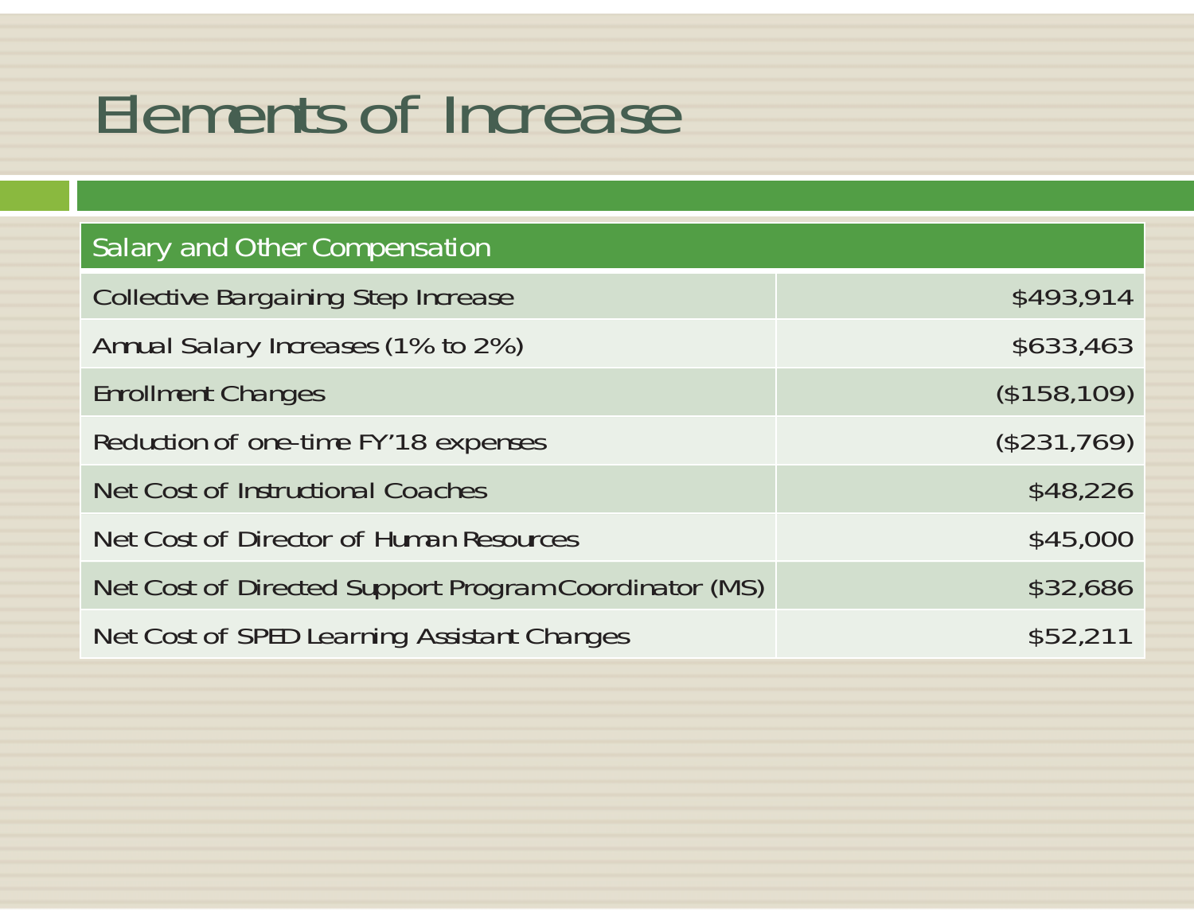# Elements of Increase

| Salary and Other Compensation | |
|---|---|
| Collective Bargaining Step Increase | $493,914 |
| Annual Salary Increases (1% to 2%) | $633,463 |
| Enrollment Changes | ($158,109) |
| Reduction of one-time FY'18 expenses | ($231,769) |
| Net Cost of Instructional Coaches | $48,226 |
| Net Cost of Director of Human Resources | $45,000 |
| Net Cost of Directed Support Program Coordinator (MS) | $32,686 |
| Net Cost of SPED Learning Assistant Changes | $52,211 |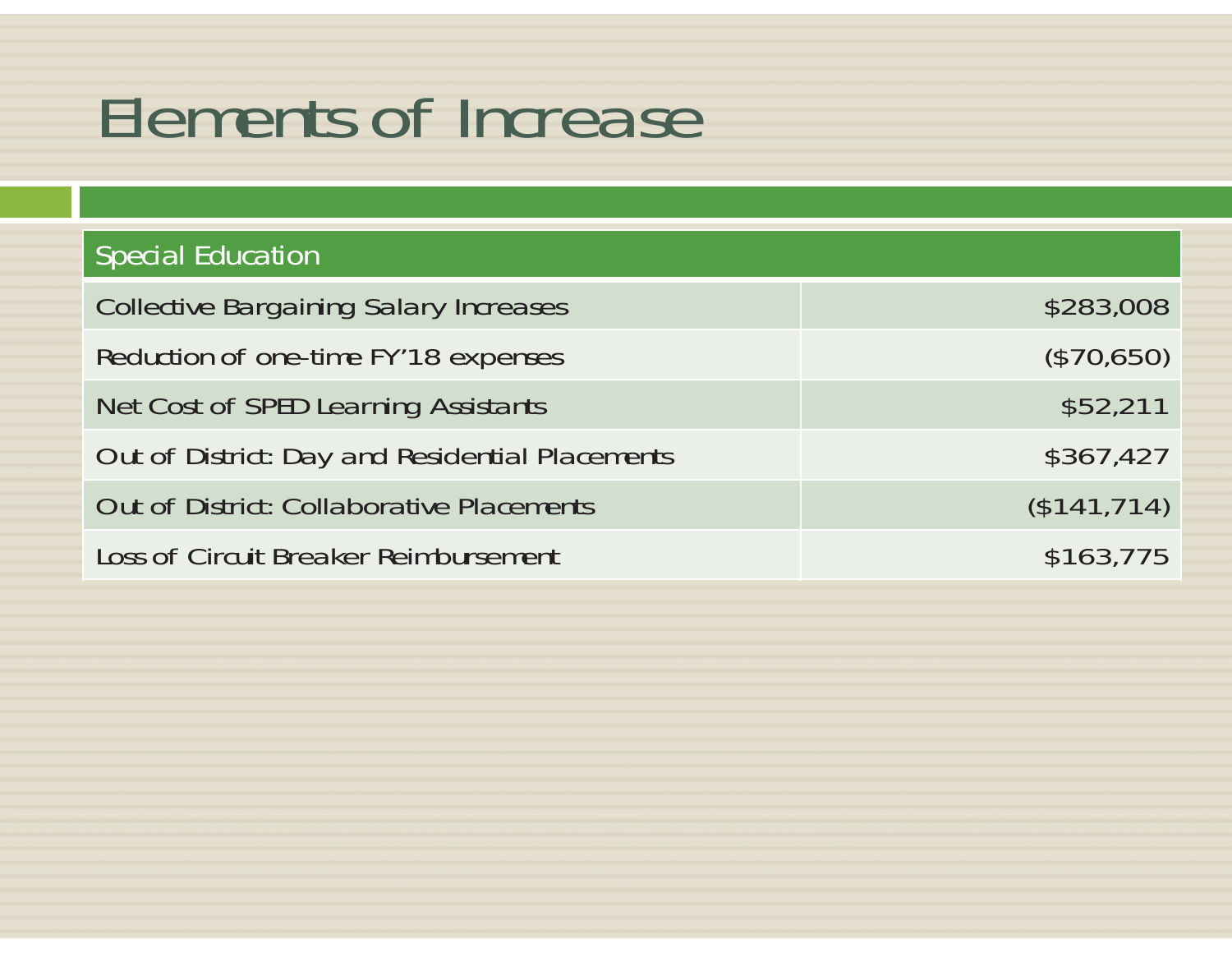# Elements of Increase

| Special Education | |
|---|---|
| Collective Bargaining Salary Increases | $283,008 |
| Reduction of one-time FY'18 expenses | ($70,650) |
| Net Cost of SPED Learning Assistants | $52,211 |
| Out of District: Day and Residential Placements | $367,427 |
| Out of District: Collaborative Placements | ($141,714) |
| Loss of Circuit Breaker Reimbursement | $163,775 |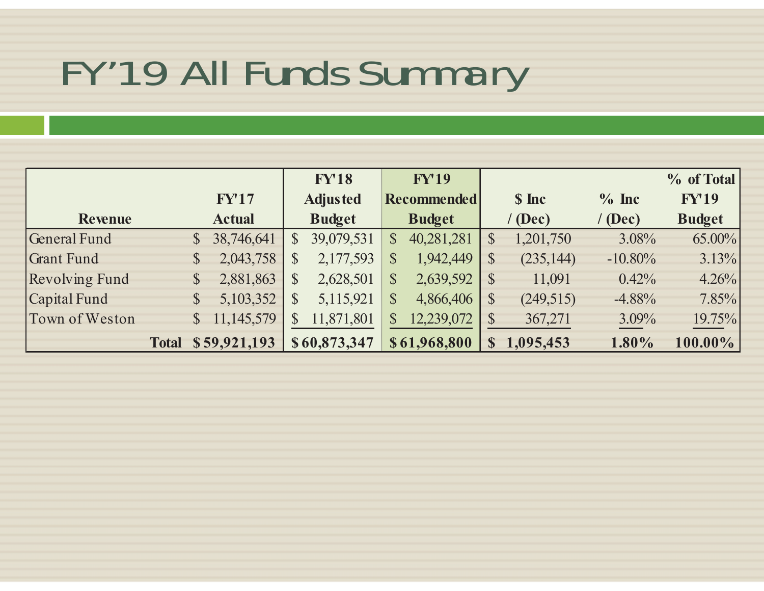# FY'19 All Funds Summary

| Revenue | FY'17 Actual | FY'18 Adjusted Budget | FY'19 Recommended Budget | $ Inc / (Dec) | % Inc / (Dec) | % of Total FY'19 Budget |
|---|---|---|---|---|---|---|
| General Fund | $ 38,746,641 | $ 39,079,531 | $ 40,281,281 | $ 1,201,750 | 3.08% | 65.00% |
| Grant Fund | $ 2,043,758 | $ 2,177,593 | $ 1,942,449 | $ (235,144) | -10.80% | 3.13% |
| Revolving Fund | $ 2,881,863 | $ 2,628,501 | $ 2,639,592 | $ 11,091 | 0.42% | 4.26% |
| Capital Fund | $ 5,103,352 | $ 5,115,921 | $ 4,866,406 | $ (249,515) | -4.88% | 7.85% |
| Town of Weston | $ 11,145,579 | $ 11,871,801 | $ 12,239,072 | $ 367,271 | 3.09% | 19.75% |
| **Total** | **$ 59,921,193** | **$ 60,873,347** | **$ 61,968,800** | **$ 1,095,453** | **1.80%** | **100.00%** |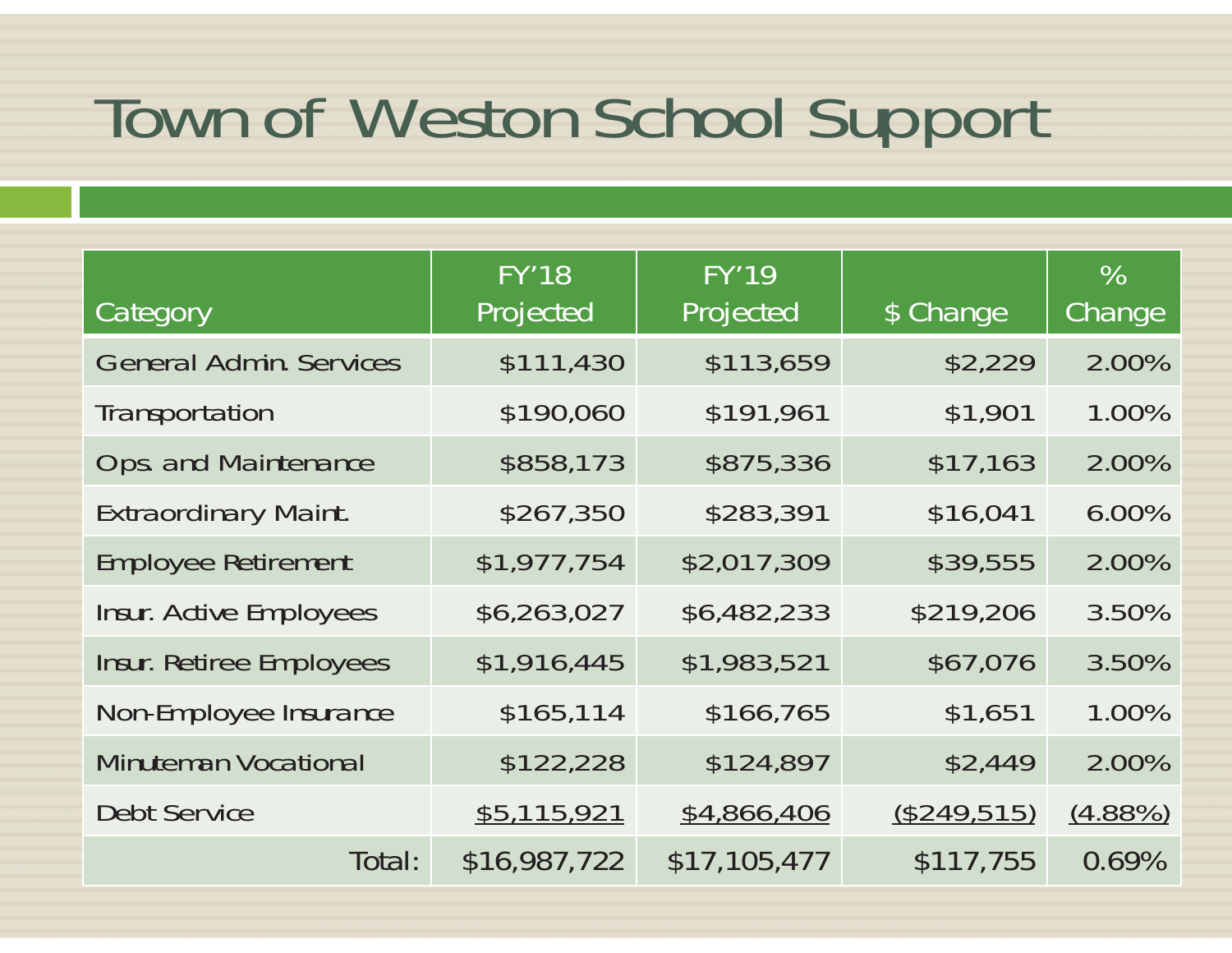# Town of Weston School Support

| Category | FY'18 Projected | FY'19 Projected | $ Change | % Change |
|---|---|---|---|---|
| General Admin. Services | $111,430 | $113,659 | $2,229 | 2.00% |
| Transportation | $190,060 | $191,961 | $1,901 | 1.00% |
| Ops. and Maintenance | $858,173 | $875,336 | $17,163 | 2.00% |
| Extraordinary Maint. | $267,350 | $283,391 | $16,041 | 6.00% |
| Employee Retirement | $1,977,754 | $2,017,309 | $39,555 | 2.00% |
| Insur. Active Employees | $6,263,027 | $6,482,233 | $219,206 | 3.50% |
| Insur. Retiree Employees | $1,916,445 | $1,983,521 | $67,076 | 3.50% |
| Non-Employee Insurance | $165,114 | $166,765 | $1,651 | 1.00% |
| Minuteman Vocational | $122,228 | $124,897 | $2,449 | 2.00% |
| Debt Service | $5,115,921 | $4,866,406 | ($249,515) | (4.88%) |
| Total: | $16,987,722 | $17,105,477 | $117,755 | 0.69% |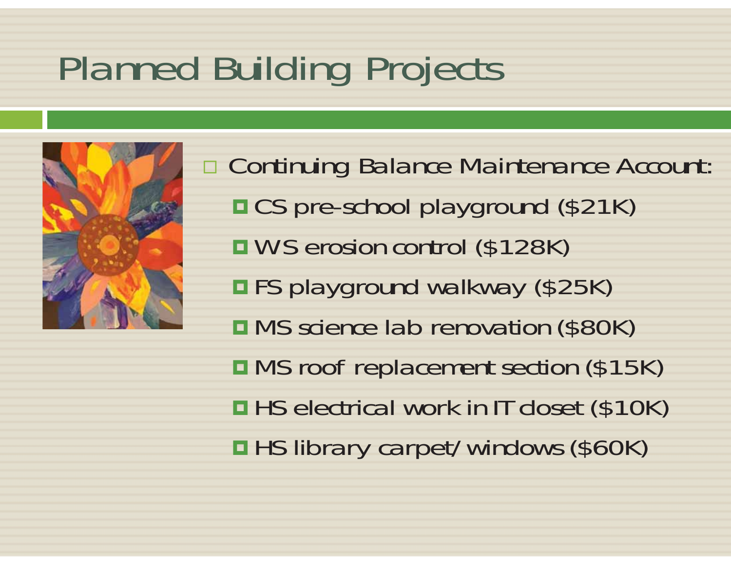# Planned Building Projects

- Continuing Balance Maintenance Account:
  - CS pre-school playground ($21K)
  - WS erosion control ($128K)
  - FS playground walkway ($25K)
  - MS science lab renovation ($80K)
  - MS roof replacement section ($15K)
  - HS electrical work in IT closet ($10K)
  - HS library carpet/windows ($60K)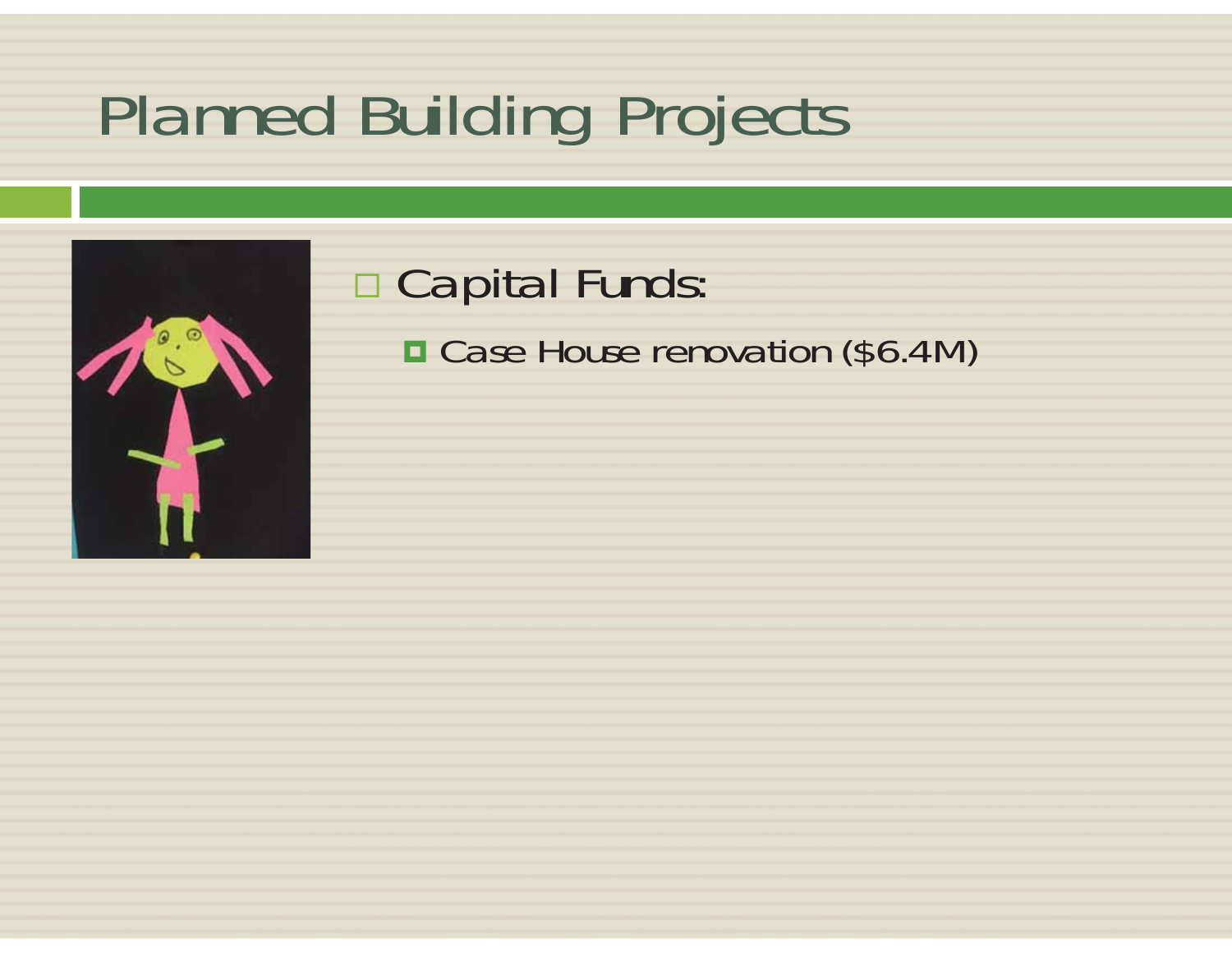# Planned Building Projects

- Capital Funds:
  - Case House renovation ($6.4M)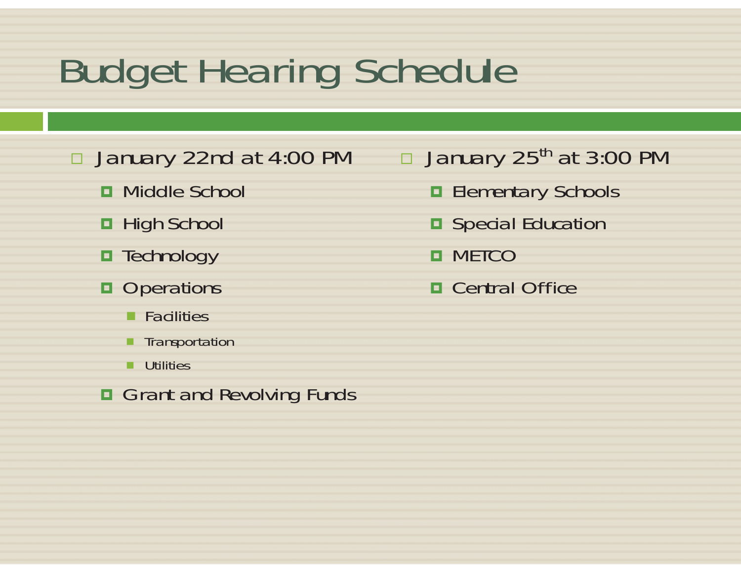# Budget Hearing Schedule

- January 22nd at 4:00 PM
  - Middle School
  - High School
  - Technology
  - Operations
    - Facilities
    - Transportation
    - Utilities
  - Grant and Revolving Funds
- January 25th at 3:00 PM
  - Elementary Schools
  - Special Education
  - METCO
  - Central Office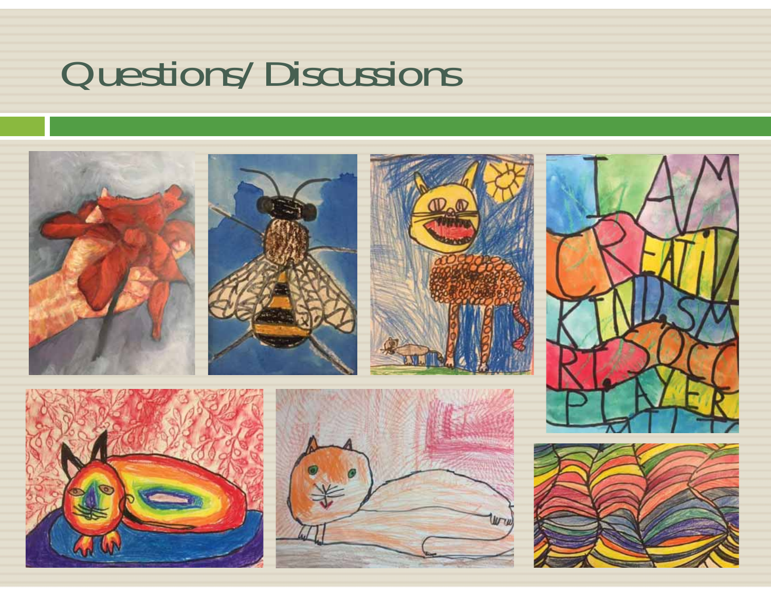# Questions/ Discussions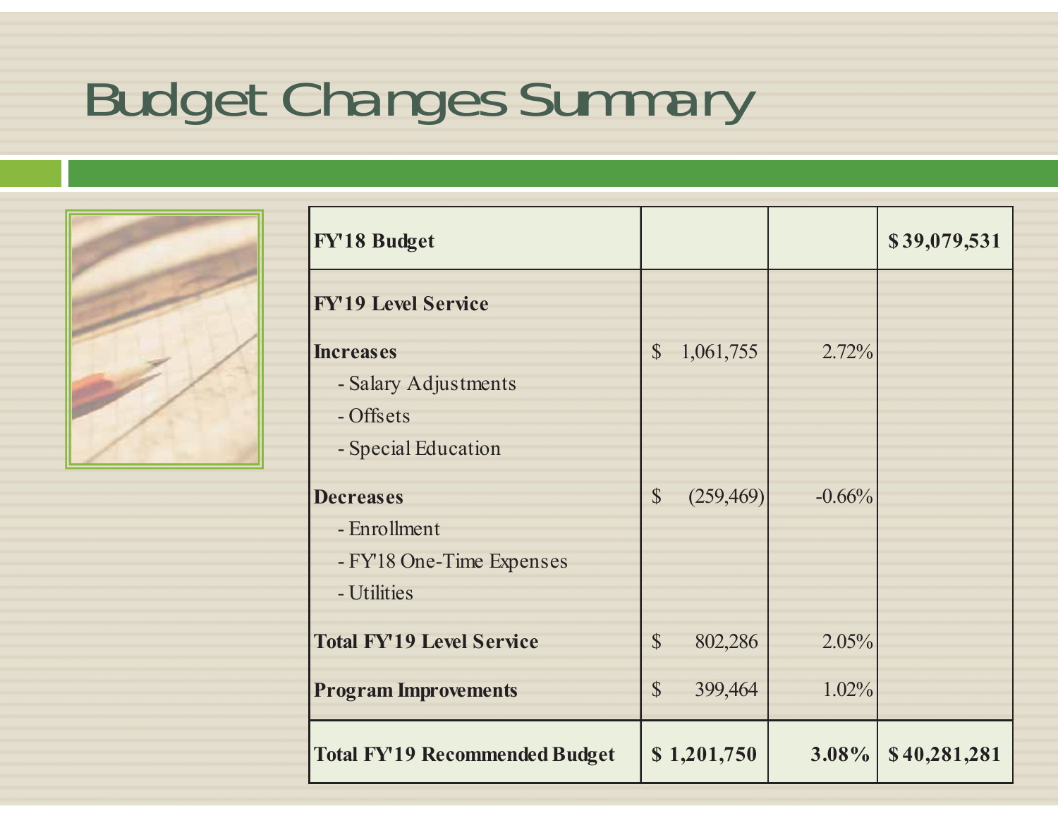# Budget Changes Summary

| FY'18 Budget | | | $ 39,079,531 |
|---|---|---|---|
| **FY'19 Level Service** | | | |
| **Increases** | $ 1,061,755 | 2.72% | |
| - Salary Adjustments | | | |
| - Offsets | | | |
| - Special Education | | | |
| **Decreases** | $ (259,469) | -0.66% | |
| - Enrollment | | | |
| - FY'18 One-Time Expenses | | | |
| - Utilities | | | |
| **Total FY'19 Level Service** | $ 802,286 | 2.05% | |
| **Program Improvements** | $ 399,464 | 1.02% | |
| **Total FY'19 Recommended Budget** | **$ 1,201,750** | **3.08%** | **$ 40,281,281** |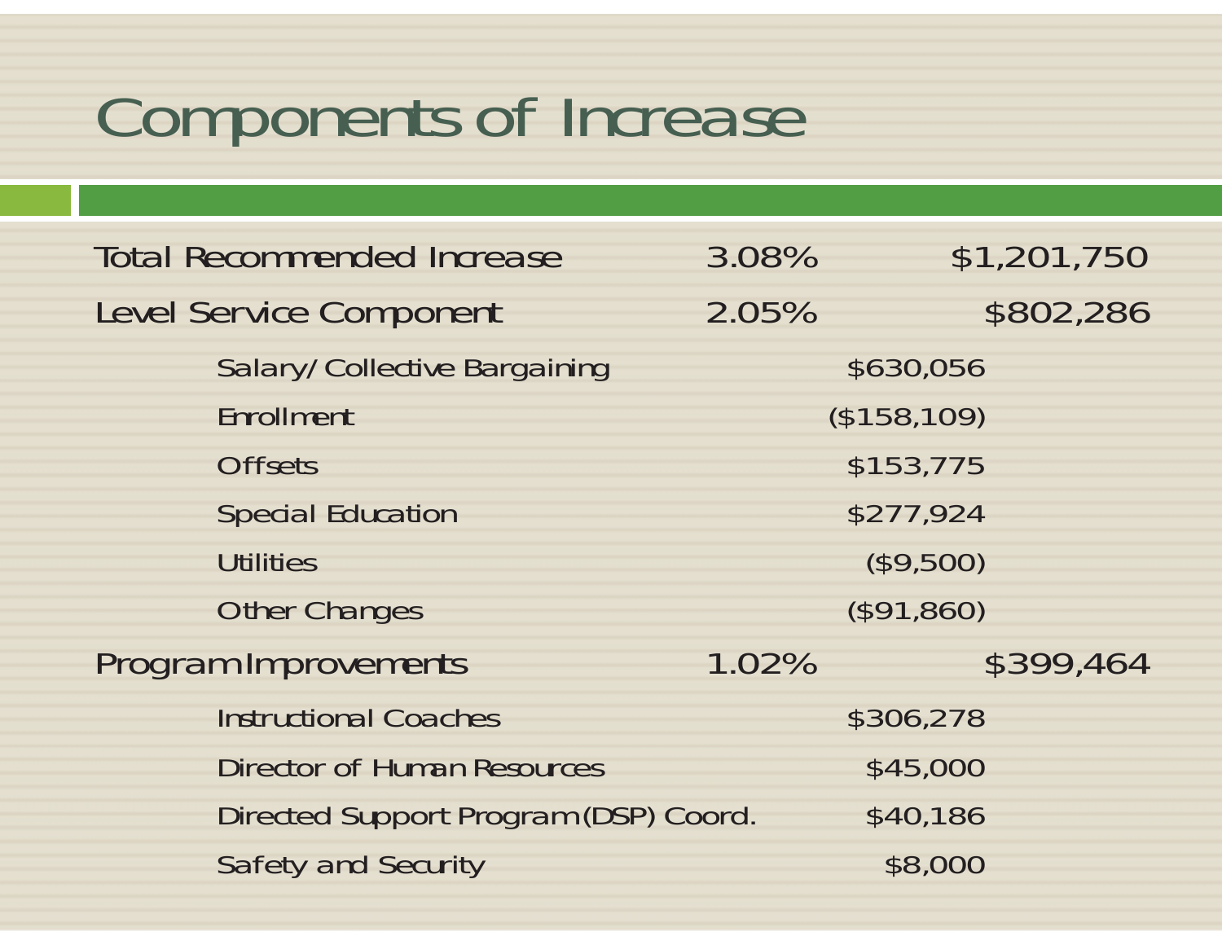# Components of Increase

| | | | |
|---|---|---|---|
| Total Recommended Increase | 3.08% | | $1,201,750 |
| Level Service Component | 2.05% | | $802,286 |
| Salary/Collective Bargaining | | $630,056 | |
| Enrollment | | ($158,109) | |
| Offsets | | $153,775 | |
| Special Education | | $277,924 | |
| Utilities | | ($9,500) | |
| Other Changes | | ($91,860) | |
| Program Improvements | 1.02% | | $399,464 |
| Instructional Coaches | | $306,278 | |
| Director of Human Resources | | $45,000 | |
| Directed Support Program (DSP) Coord. | | $40,186 | |
| Safety and Security | | $8,000 | |